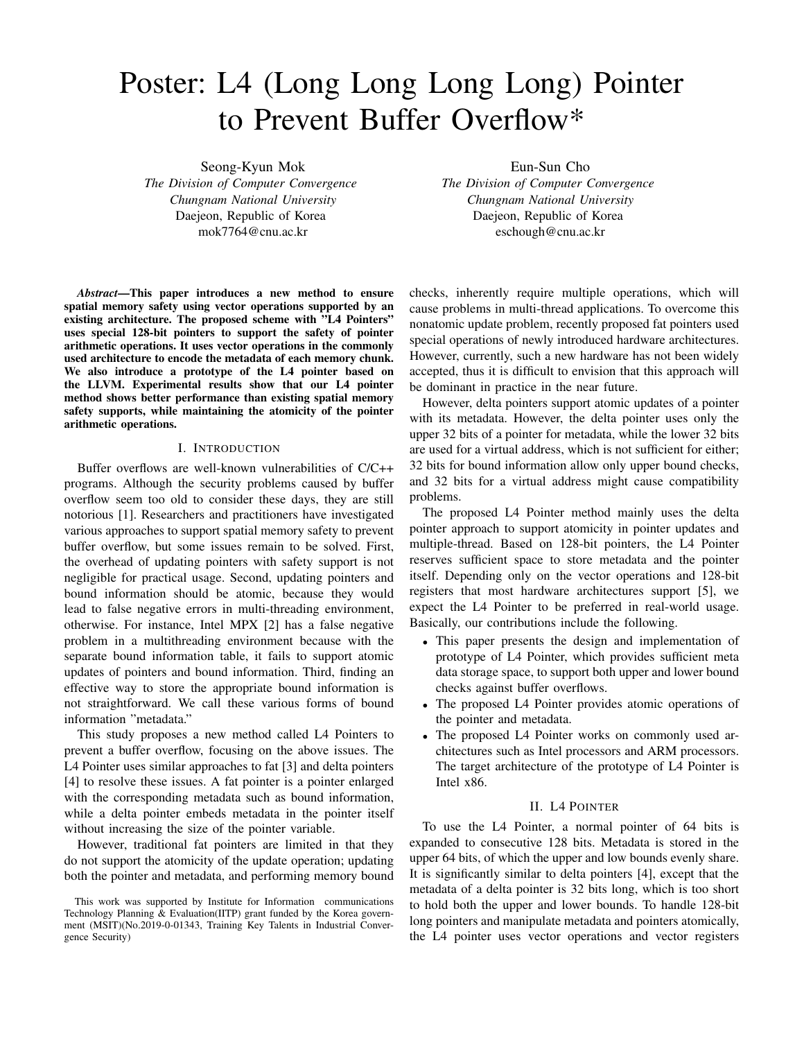# Poster: L4 (Long Long Long Long) Pointer to Prevent Buffer Overflow*

Seong-Kyun Mok
*The Division of Computer Convergence*
*Chungnam National University*
Daejeon, Republic of Korea
mok7764@cnu.ac.kr

Eun-Sun Cho
*The Division of Computer Convergence*
*Chungnam National University*
Daejeon, Republic of Korea
eschough@cnu.ac.kr

***Abstract*—This paper introduces a new method to ensure spatial memory safety using vector operations supported by an existing architecture. The proposed scheme with "L4 Pointers" uses special 128-bit pointers to support the safety of pointer arithmetic operations. It uses vector operations in the commonly used architecture to encode the metadata of each memory chunk. We also introduce a prototype of the L4 pointer based on the LLVM. Experimental results show that our L4 pointer method shows better performance than existing spatial memory safety supports, while maintaining the atomicity of the pointer arithmetic operations.**

## I. Introduction

Buffer overflows are well-known vulnerabilities of C/C++ programs. Although the security problems caused by buffer overflow seem too old to consider these days, they are still notorious [1]. Researchers and practitioners have investigated various approaches to support spatial memory safety to prevent buffer overflow, but some issues remain to be solved. First, the overhead of updating pointers with safety support is not negligible for practical usage. Second, updating pointers and bound information should be atomic, because they would lead to false negative errors in multi-threading environment, otherwise. For instance, Intel MPX [2] has a false negative problem in a multithreading environment because with the separate bound information table, it fails to support atomic updates of pointers and bound information. Third, finding an effective way to store the appropriate bound information is not straightforward. We call these various forms of bound information "metadata."

This study proposes a new method called L4 Pointers to prevent a buffer overflow, focusing on the above issues. The L4 Pointer uses similar approaches to fat [3] and delta pointers [4] to resolve these issues. A fat pointer is a pointer enlarged with the corresponding metadata such as bound information, while a delta pointer embeds metadata in the pointer itself without increasing the size of the pointer variable.

However, traditional fat pointers are limited in that they do not support the atomicity of the update operation; updating both the pointer and metadata, and performing memory bound checks, inherently require multiple operations, which will cause problems in multi-thread applications. To overcome this nonatomic update problem, recently proposed fat pointers used special operations of newly introduced hardware architectures. However, currently, such a new hardware has not been widely accepted, thus it is difficult to envision that this approach will be dominant in practice in the near future.

However, delta pointers support atomic updates of a pointer with its metadata. However, the delta pointer uses only the upper 32 bits of a pointer for metadata, while the lower 32 bits are used for a virtual address, which is not sufficient for either; 32 bits for bound information allow only upper bound checks, and 32 bits for a virtual address might cause compatibility problems.

The proposed L4 Pointer method mainly uses the delta pointer approach to support atomicity in pointer updates and multiple-thread. Based on 128-bit pointers, the L4 Pointer reserves sufficient space to store metadata and the pointer itself. Depending only on the vector operations and 128-bit registers that most hardware architectures support [5], we expect the L4 Pointer to be preferred in real-world usage. Basically, our contributions include the following.

- This paper presents the design and implementation of prototype of L4 Pointer, which provides sufficient meta data storage space, to support both upper and lower bound checks against buffer overflows.
- The proposed L4 Pointer provides atomic operations of the pointer and metadata.
- The proposed L4 Pointer works on commonly used architectures such as Intel processors and ARM processors. The target architecture of the prototype of L4 Pointer is Intel x86.

## II. L4 Pointer

To use the L4 Pointer, a normal pointer of 64 bits is expanded to consecutive 128 bits. Metadata is stored in the upper 64 bits, of which the upper and low bounds evenly share. It is significantly similar to delta pointers [4], except that the metadata of a delta pointer is 32 bits long, which is too short to hold both the upper and lower bounds. To handle 128-bit long pointers and manipulate metadata and pointers atomically, the L4 pointer uses vector operations and vector registers

This work was supported by Institute for Information communications Technology Planning & Evaluation(IITP) grant funded by the Korea government (MSIT)(No.2019-0-01343, Training Key Talents in Industrial Convergence Security)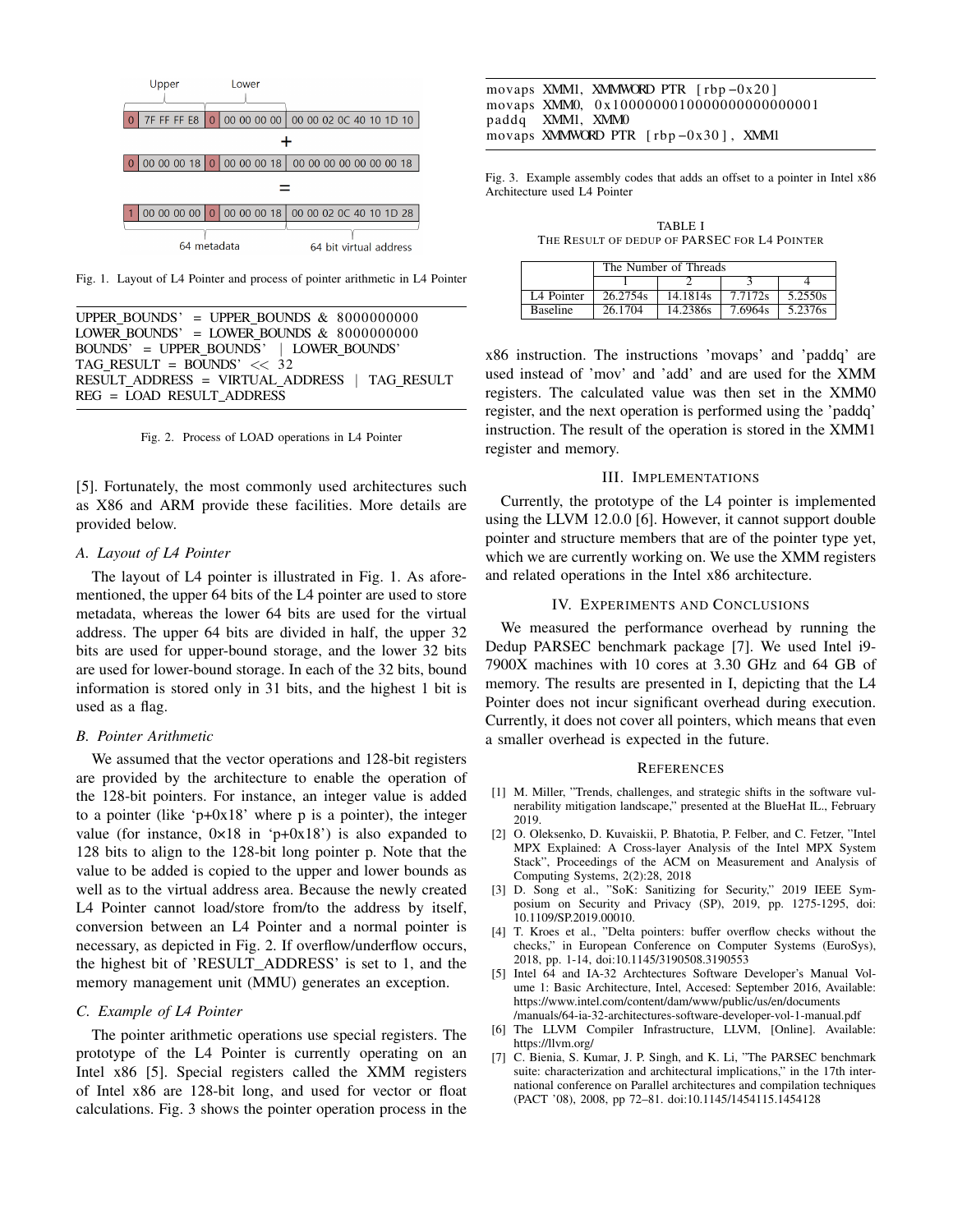Upper

Lower

| 0 | 7F FF FF E8 | 0 | 00 00 00 00 | 00 00 02 0C 40 10 1D 10 |

+

| 0 | 00 00 00 18 | 0 | 00 00 00 18 | 00 00 00 00 00 00 00 18 |

=

| 1 | 00 00 00 00 | 0 | 00 00 00 18 | 00 00 02 0C 40 10 1D 28 |

64 metadata

64 bit virtual address

Fig. 1. Layout of L4 Pointer and process of pointer arithmetic in L4 Pointer

```
UPPER_BOUNDS' = UPPER_BOUNDS & 8000000000
LOWER_BOUNDS' = LOWER_BOUNDS & 8000000000
BOUNDS' = UPPER_BOUNDS' | LOWER_BOUNDS'
TAG_RESULT = BOUNDS' << 32
RESULT_ADDRESS = VIRTUAL_ADDRESS | TAG_RESULT
REG = LOAD RESULT_ADDRESS
```

Fig. 2. Process of LOAD operations in L4 Pointer

[5]. Fortunately, the most commonly used architectures such as X86 and ARM provide these facilities. More details are provided below.

### A. Layout of L4 Pointer

The layout of L4 pointer is illustrated in Fig. 1. As aforementioned, the upper 64 bits of the L4 pointer are used to store metadata, whereas the lower 64 bits are used for the virtual address. The upper 64 bits are divided in half, the upper 32 bits are used for upper-bound storage, and the lower 32 bits are used for lower-bound storage. In each of the 32 bits, bound information is stored only in 31 bits, and the highest 1 bit is used as a flag.

### B. Pointer Arithmetic

We assumed that the vector operations and 128-bit registers are provided by the architecture to enable the operation of the 128-bit pointers. For instance, an integer value is added to a pointer (like 'p+0x18' where p is a pointer), the integer value (for instance, 0×18 in 'p+0x18') is also expanded to 128 bits to align to the 128-bit long pointer p. Note that the value to be added is copied to the upper and lower bounds as well as to the virtual address area. Because the newly created L4 Pointer cannot load/store from/to the address by itself, conversion between an L4 Pointer and a normal pointer is necessary, as depicted in Fig. 2. If overflow/underflow occurs, the highest bit of 'RESULT_ADDRESS' is set to 1, and the memory management unit (MMU) generates an exception.

### C. Example of L4 Pointer

The pointer arithmetic operations use special registers. The prototype of the L4 Pointer is currently operating on an Intel x86 [5]. Special registers called the XMM registers of Intel x86 are 128-bit long, and used for vector or float calculations. Fig. 3 shows the pointer operation process in the x86 instruction. The instructions 'movaps' and 'paddq' are used instead of 'mov' and 'add' and are used for the XMM registers. The calculated value was then set in the XMM0 register, and the next operation is performed using the 'paddq' instruction. The result of the operation is stored in the XMM1 register and memory.

```
movaps XMM1, XMMWORD PTR [rbp-0x20]
movaps XMM0, 0x100000001000000000000001
paddq  XMM1, XMM0
movaps XMMWORD PTR [rbp-0x30], XMM1
```

Fig. 3. Example assembly codes that adds an offset to a pointer in Intel x86 Architecture used L4 Pointer

TABLE I
THE RESULT OF DEDUP OF PARSEC FOR L4 POINTER

| | The Number of Threads | | | |
|---|---|---|---|---|
| | 1 | 2 | 3 | 4 |
| L4 Pointer | 26.2754s | 14.1814s | 7.7172s | 5.2550s |
| Baseline | 26.1704 | 14.2386s | 7.6964s | 5.2376s |

## III. IMPLEMENTATIONS

Currently, the prototype of the L4 pointer is implemented using the LLVM 12.0.0 [6]. However, it cannot support double pointer and structure members that are of the pointer type yet, which we are currently working on. We use the XMM registers and related operations in the Intel x86 architecture.

## IV. EXPERIMENTS AND CONCLUSIONS

We measured the performance overhead by running the Dedup PARSEC benchmark package [7]. We used Intel i9-7900X machines with 10 cores at 3.30 GHz and 64 GB of memory. The results are presented in I, depicting that the L4 Pointer does not incur significant overhead during execution. Currently, it does not cover all pointers, which means that even a smaller overhead is expected in the future.

## REFERENCES

[1] M. Miller, "Trends, challenges, and strategic shifts in the software vulnerability mitigation landscape," presented at the BlueHat IL., February 2019.

[2] O. Oleksenko, D. Kuvaiskii, P. Bhatotia, P. Felber, and C. Fetzer, "Intel MPX Explained: A Cross-layer Analysis of the Intel MPX System Stack", Proceedings of the ACM on Measurement and Analysis of Computing Systems, 2(2):28, 2018

[3] D. Song et al., "SoK: Sanitizing for Security," 2019 IEEE Symposium on Security and Privacy (SP), 2019, pp. 1275-1295, doi: 10.1109/SP.2019.00010.

[4] T. Kroes et al., "Delta pointers: buffer overflow checks without the checks," in European Conference on Computer Systems (EuroSys), 2018, pp. 1-14, doi:10.1145/3190508.3190553

[5] Intel 64 and IA-32 Archtectures Software Developer's Manual Volume 1: Basic Architecture, Intel, Accesed: September 2016, Available: https://www.intel.com/content/dam/www/public/us/en/documents /manuals/64-ia-32-architectures-software-developer-vol-1-manual.pdf

[6] The LLVM Compiler Infrastructure, LLVM, [Online]. Available: https://llvm.org/

[7] C. Bienia, S. Kumar, J. P. Singh, and K. Li, "The PARSEC benchmark suite: characterization and architectural implications," in the 17th international conference on Parallel architectures and compilation techniques (PACT '08), 2008, pp 72–81. doi:10.1145/1454115.1454128